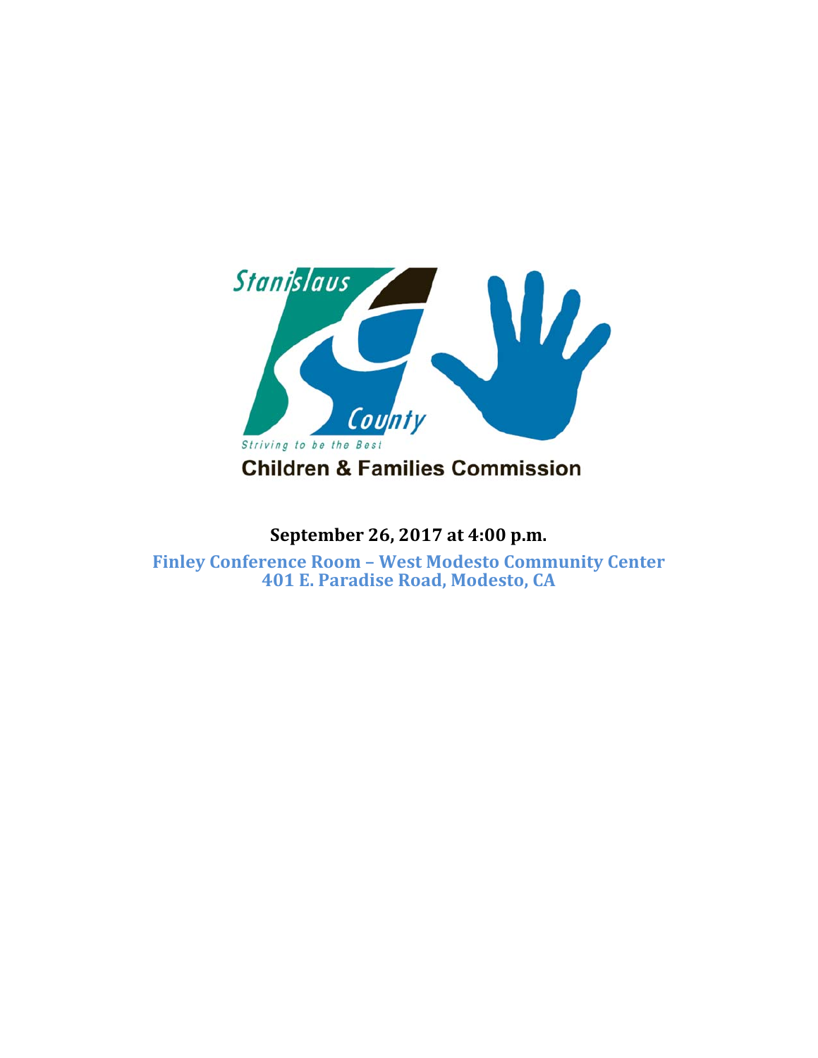Stanislaus County

Striving to be the Best

**Children & Families Commission**

**September 26, 2017 at 4:00 p.m.**

**Finley Conference Room – West Modesto Community Center**
**401 E. Paradise Road, Modesto, CA**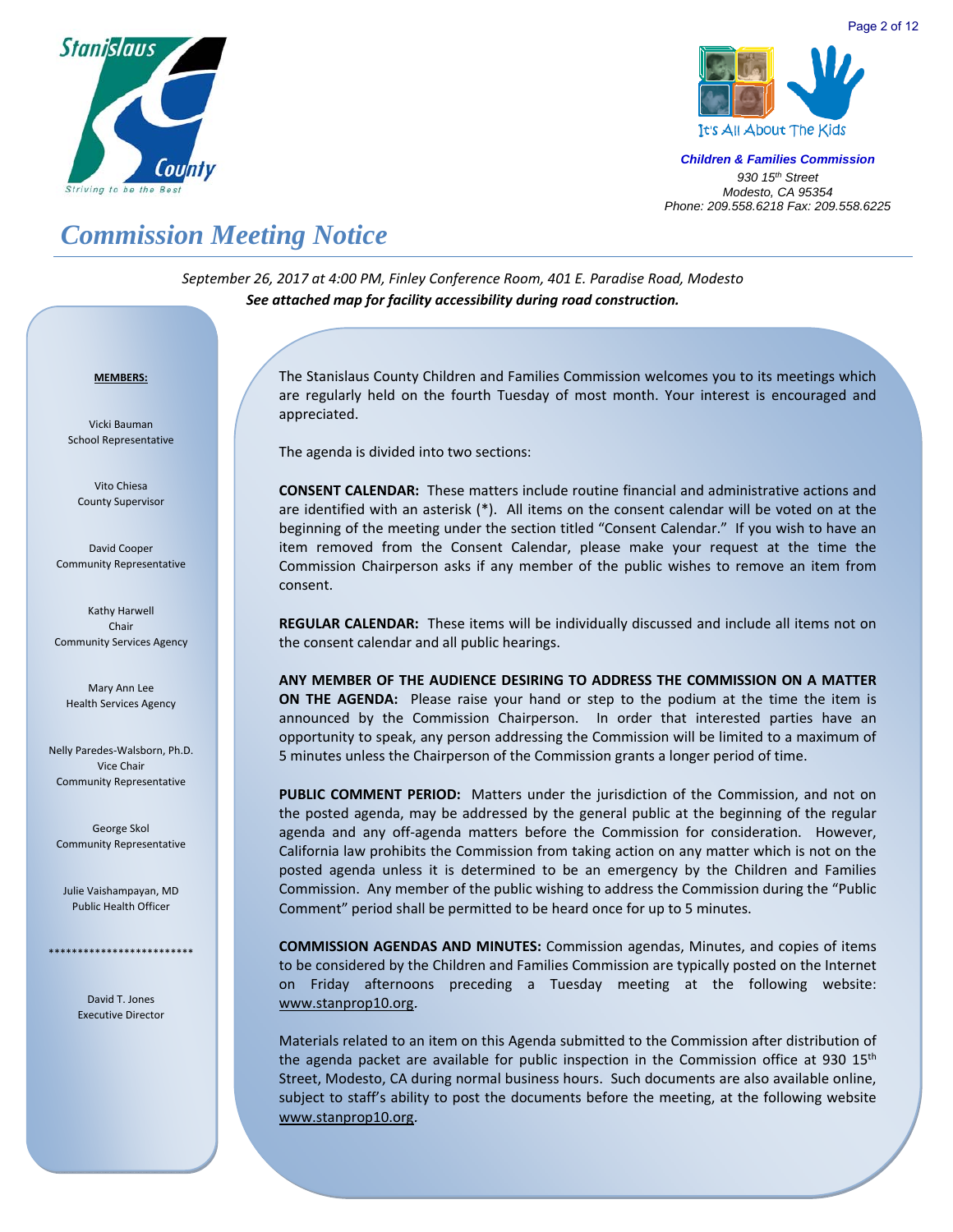Stanislaus County
*Striving to be the Best*

It's All About The Kids

***Children & Families Commission***
*930 15th Street*
*Modesto, CA 95354*
*Phone: 209.558.6218 Fax: 209.558.6225*

# *Commission Meeting Notice*

*September 26, 2017 at 4:00 PM, Finley Conference Room, 401 E. Paradise Road, Modesto*
***See attached map for facility accessibility during road construction.***

**MEMBERS:**

Vicki Bauman
School Representative

Vito Chiesa
County Supervisor

David Cooper
Community Representative

Kathy Harwell
Chair
Community Services Agency

Mary Ann Lee
Health Services Agency

Nelly Paredes-Walsborn, Ph.D.
Vice Chair
Community Representative

George Skol
Community Representative

Julie Vaishampayan, MD
Public Health Officer

*************************

David T. Jones
Executive Director

The Stanislaus County Children and Families Commission welcomes you to its meetings which are regularly held on the fourth Tuesday of most month. Your interest is encouraged and appreciated.

The agenda is divided into two sections:

**CONSENT CALENDAR:** These matters include routine financial and administrative actions and are identified with an asterisk (*). All items on the consent calendar will be voted on at the beginning of the meeting under the section titled "Consent Calendar." If you wish to have an item removed from the Consent Calendar, please make your request at the time the Commission Chairperson asks if any member of the public wishes to remove an item from consent.

**REGULAR CALENDAR:** These items will be individually discussed and include all items not on the consent calendar and all public hearings.

**ANY MEMBER OF THE AUDIENCE DESIRING TO ADDRESS THE COMMISSION ON A MATTER ON THE AGENDA:** Please raise your hand or step to the podium at the time the item is announced by the Commission Chairperson. In order that interested parties have an opportunity to speak, any person addressing the Commission will be limited to a maximum of 5 minutes unless the Chairperson of the Commission grants a longer period of time.

**PUBLIC COMMENT PERIOD:** Matters under the jurisdiction of the Commission, and not on the posted agenda, may be addressed by the general public at the beginning of the regular agenda and any off-agenda matters before the Commission for consideration. However, California law prohibits the Commission from taking action on any matter which is not on the posted agenda unless it is determined to be an emergency by the Children and Families Commission. Any member of the public wishing to address the Commission during the "Public Comment" period shall be permitted to be heard once for up to 5 minutes.

**COMMISSION AGENDAS AND MINUTES:** Commission agendas, Minutes, and copies of items to be considered by the Children and Families Commission are typically posted on the Internet on Friday afternoons preceding a Tuesday meeting at the following website: www.stanprop10.org.

Materials related to an item on this Agenda submitted to the Commission after distribution of the agenda packet are available for public inspection in the Commission office at 930 15th Street, Modesto, CA during normal business hours. Such documents are also available online, subject to staff's ability to post the documents before the meeting, at the following website www.stanprop10.org.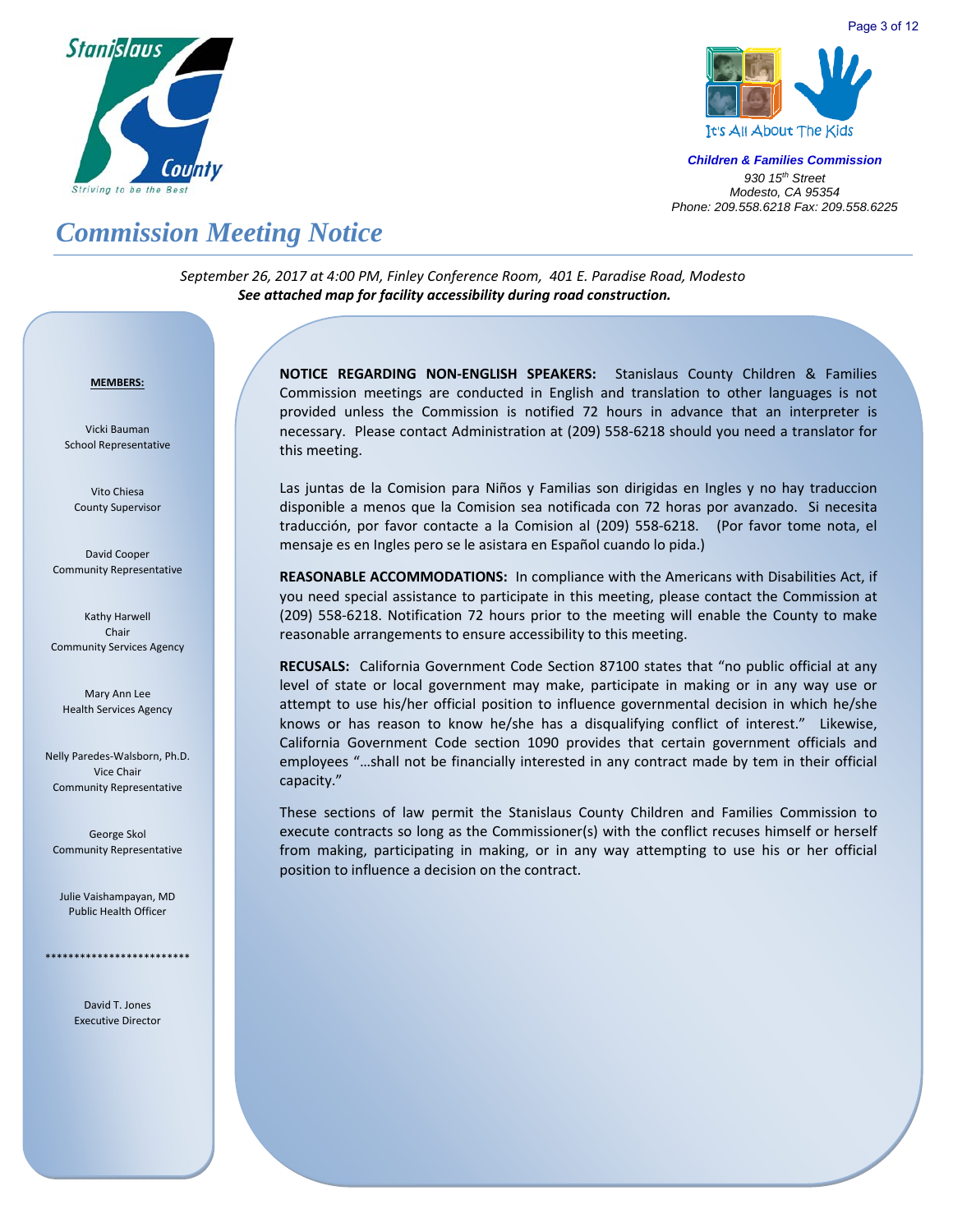Children & Families Commission
930 15th Street
Modesto, CA 95354
Phone: 209.558.6218 Fax: 209.558.6225

# Commission Meeting Notice

*September 26, 2017 at 4:00 PM, Finley Conference Room, 401 E. Paradise Road, Modesto*
***See attached map for facility accessibility during road construction.***

**MEMBERS:**

Vicki Bauman
School Representative

Vito Chiesa
County Supervisor

David Cooper
Community Representative

Kathy Harwell
Chair
Community Services Agency

Mary Ann Lee
Health Services Agency

Nelly Paredes-Walsborn, Ph.D.
Vice Chair
Community Representative

George Skol
Community Representative

Julie Vaishampayan, MD
Public Health Officer

*************************

David T. Jones
Executive Director

**NOTICE REGARDING NON-ENGLISH SPEAKERS:** Stanislaus County Children & Families Commission meetings are conducted in English and translation to other languages is not provided unless the Commission is notified 72 hours in advance that an interpreter is necessary. Please contact Administration at (209) 558-6218 should you need a translator for this meeting.

Las juntas de la Comision para Niños y Familias son dirigidas en Ingles y no hay traduccion disponible a menos que la Comision sea notificada con 72 horas por avanzado. Si necesita traducción, por favor contacte a la Comision al (209) 558-6218. (Por favor tome nota, el mensaje es en Ingles pero se le asistara en Español cuando lo pida.)

**REASONABLE ACCOMMODATIONS:** In compliance with the Americans with Disabilities Act, if you need special assistance to participate in this meeting, please contact the Commission at (209) 558-6218. Notification 72 hours prior to the meeting will enable the County to make reasonable arrangements to ensure accessibility to this meeting.

**RECUSALS:** California Government Code Section 87100 states that "no public official at any level of state or local government may make, participate in making or in any way use or attempt to use his/her official position to influence governmental decision in which he/she knows or has reason to know he/she has a disqualifying conflict of interest." Likewise, California Government Code section 1090 provides that certain government officials and employees "…shall not be financially interested in any contract made by tem in their official capacity."

These sections of law permit the Stanislaus County Children and Families Commission to execute contracts so long as the Commissioner(s) with the conflict recuses himself or herself from making, participating in making, or in any way attempting to use his or her official position to influence a decision on the contract.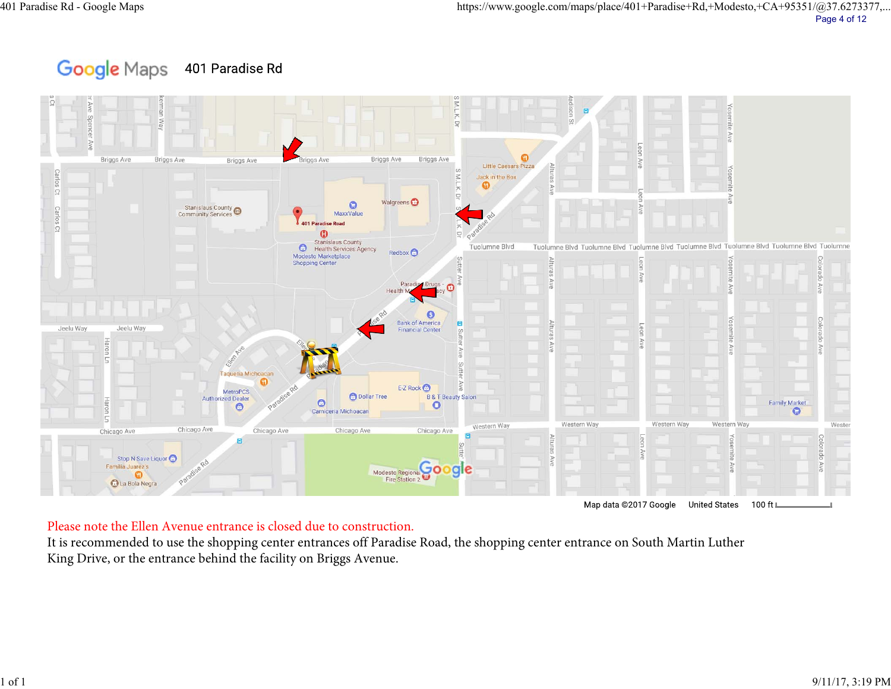Google Maps 401 Paradise Rd

Map data ©2017 Google United States 100 ft

Please note the Ellen Avenue entrance is closed due to construction.

It is recommended to use the shopping center entrances off Paradise Road, the shopping center entrance on South Martin Luther King Drive, or the entrance behind the facility on Briggs Avenue.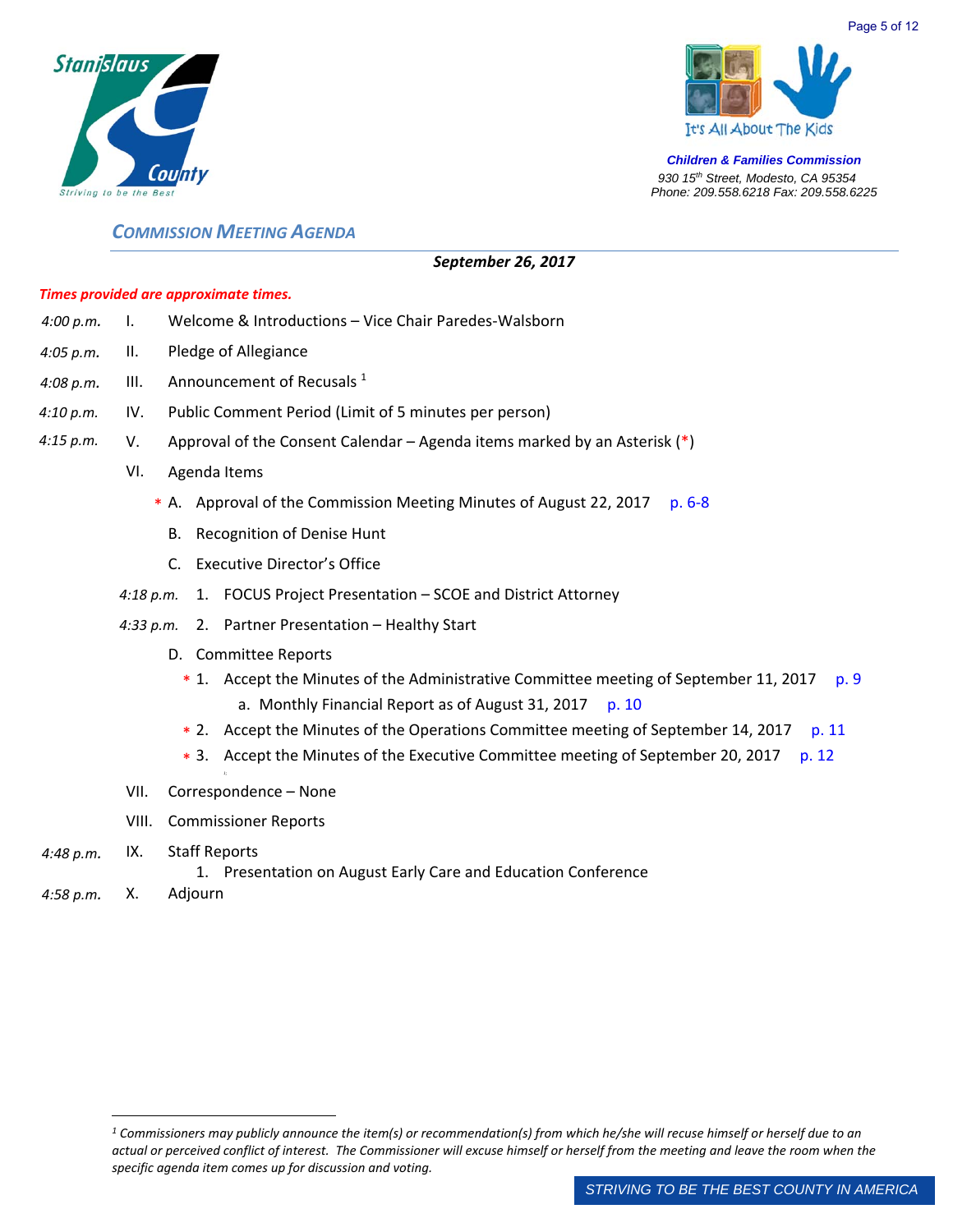Stanislaus County
Striving to be the Best

It's All About The Kids

**Children & Families Commission**
930 15th Street, Modesto, CA 95354
Phone: 209.558.6218 Fax: 209.558.6225

## COMMISSION MEETING AGENDA

***September 26, 2017***

***Times provided are approximate times.***

*4:00 p.m.* I. Welcome & Introductions – Vice Chair Paredes-Walsborn

*4:05 p.m.* II. Pledge of Allegiance

*4:08 p.m.* III. Announcement of Recusals [1]

*4:10 p.m.* IV. Public Comment Period (Limit of 5 minutes per person)

*4:15 p.m.* V. Approval of the Consent Calendar – Agenda items marked by an Asterisk (*)

VI. Agenda Items

- * A. Approval of the Commission Meeting Minutes of August 22, 2017 p. 6-8
- B. Recognition of Denise Hunt
- C. Executive Director's Office
  - *4:18 p.m.* 1. FOCUS Project Presentation – SCOE and District Attorney
  - *4:33 p.m.* 2. Partner Presentation – Healthy Start
- D. Committee Reports
  - * 1. Accept the Minutes of the Administrative Committee meeting of September 11, 2017 p. 9
    - a. Monthly Financial Report as of August 31, 2017 p. 10
  - * 2. Accept the Minutes of the Operations Committee meeting of September 14, 2017 p. 11
  - * 3. Accept the Minutes of the Executive Committee meeting of September 20, 2017 p. 12

VII. Correspondence – None

VIII. Commissioner Reports

*4:48 p.m.* IX. Staff Reports

1. Presentation on August Early Care and Education Conference

*4:58 p.m.* X. Adjourn

---

*[1] Commissioners may publicly announce the item(s) or recommendation(s) from which he/she will recuse himself or herself due to an actual or perceived conflict of interest. The Commissioner will excuse himself or herself from the meeting and leave the room when the specific agenda item comes up for discussion and voting.*

STRIVING TO BE THE BEST COUNTY IN AMERICA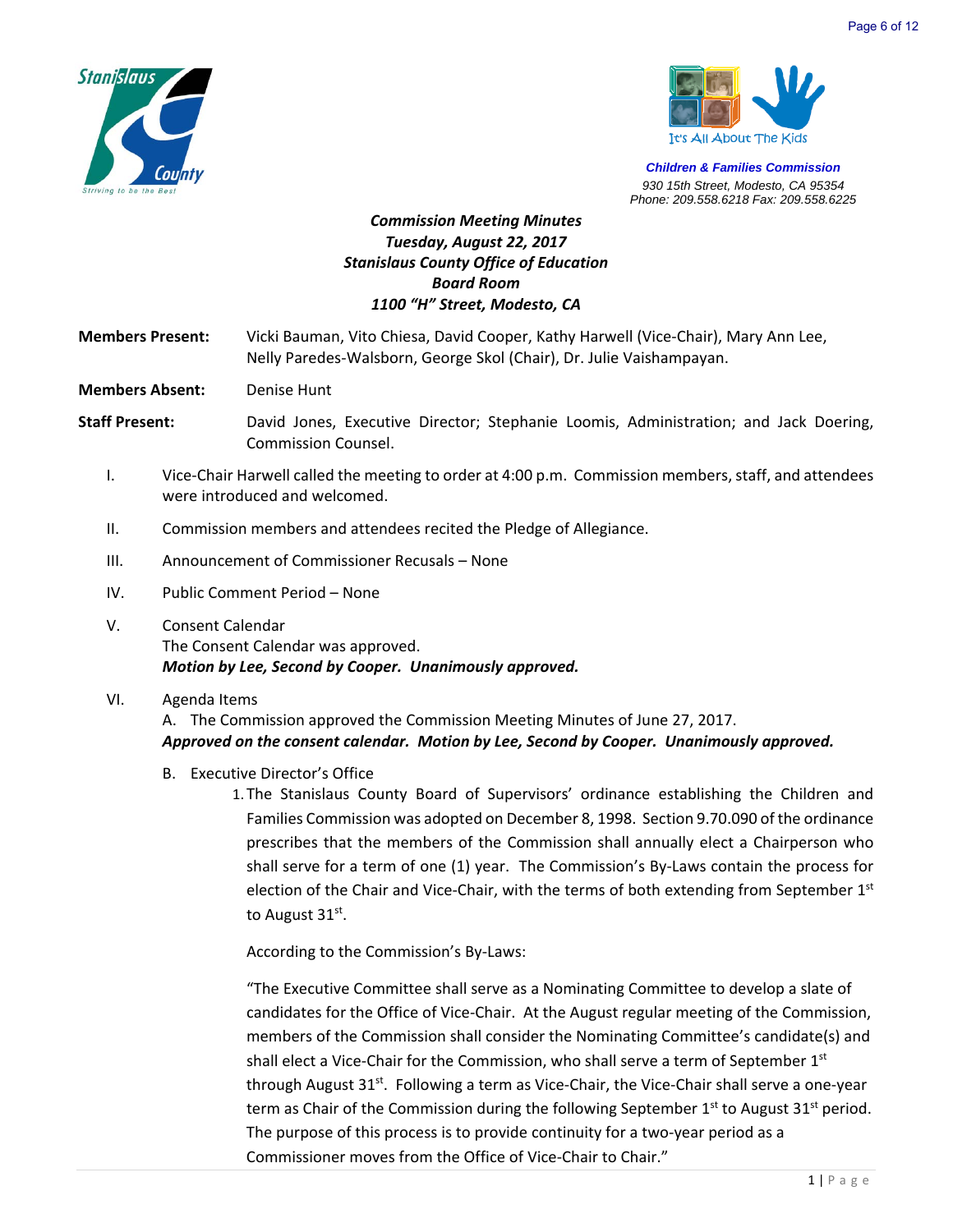Children & Families Commission
930 15th Street, Modesto, CA 95354
Phone: 209.558.6218 Fax: 209.558.6225

***Commission Meeting Minutes***
***Tuesday, August 22, 2017***
***Stanislaus County Office of Education***
***Board Room***
***1100 "H" Street, Modesto, CA***

**Members Present:** Vicki Bauman, Vito Chiesa, David Cooper, Kathy Harwell (Vice-Chair), Mary Ann Lee, Nelly Paredes-Walsborn, George Skol (Chair), Dr. Julie Vaishampayan.

**Members Absent:** Denise Hunt

**Staff Present:** David Jones, Executive Director; Stephanie Loomis, Administration; and Jack Doering, Commission Counsel.

I. Vice-Chair Harwell called the meeting to order at 4:00 p.m. Commission members, staff, and attendees were introduced and welcomed.

II. Commission members and attendees recited the Pledge of Allegiance.

III. Announcement of Commissioner Recusals – None

IV. Public Comment Period – None

V. Consent Calendar
The Consent Calendar was approved.
***Motion by Lee, Second by Cooper. Unanimously approved.***

VI. Agenda Items
A. The Commission approved the Commission Meeting Minutes of June 27, 2017.
***Approved on the consent calendar. Motion by Lee, Second by Cooper. Unanimously approved.***

B. Executive Director's Office

1. The Stanislaus County Board of Supervisors' ordinance establishing the Children and Families Commission was adopted on December 8, 1998. Section 9.70.090 of the ordinance prescribes that the members of the Commission shall annually elect a Chairperson who shall serve for a term of one (1) year. The Commission's By-Laws contain the process for election of the Chair and Vice-Chair, with the terms of both extending from September 1st to August 31st.

According to the Commission's By-Laws:

"The Executive Committee shall serve as a Nominating Committee to develop a slate of candidates for the Office of Vice-Chair. At the August regular meeting of the Commission, members of the Commission shall consider the Nominating Committee's candidate(s) and shall elect a Vice-Chair for the Commission, who shall serve a term of September 1st through August 31st. Following a term as Vice-Chair, the Vice-Chair shall serve a one-year term as Chair of the Commission during the following September 1st to August 31st period. The purpose of this process is to provide continuity for a two-year period as a Commissioner moves from the Office of Vice-Chair to Chair."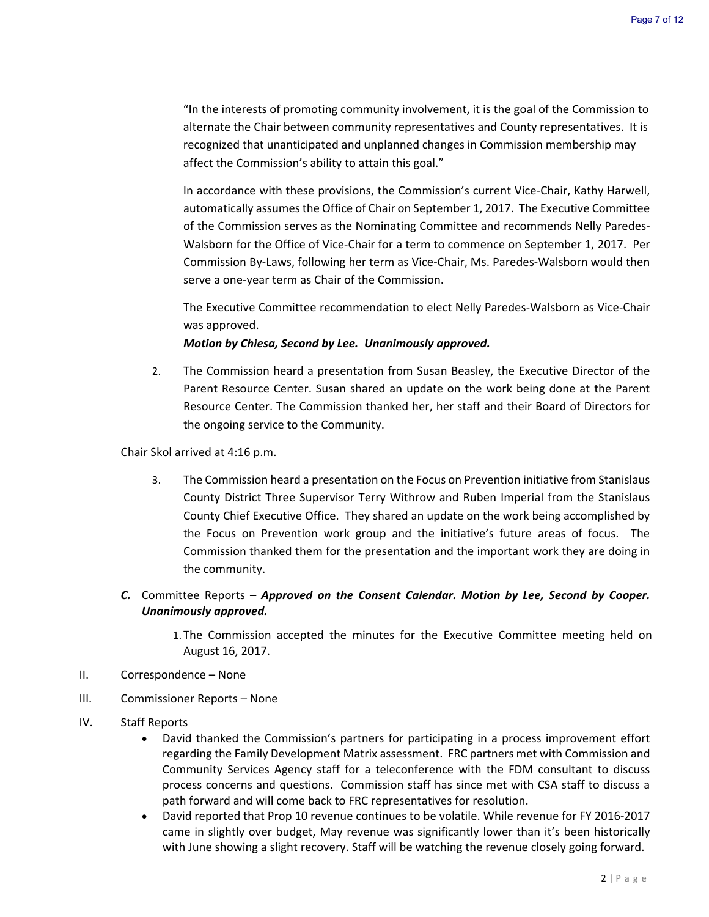"In the interests of promoting community involvement, it is the goal of the Commission to alternate the Chair between community representatives and County representatives. It is recognized that unanticipated and unplanned changes in Commission membership may affect the Commission's ability to attain this goal."

In accordance with these provisions, the Commission's current Vice-Chair, Kathy Harwell, automatically assumes the Office of Chair on September 1, 2017. The Executive Committee of the Commission serves as the Nominating Committee and recommends Nelly Paredes-Walsborn for the Office of Vice-Chair for a term to commence on September 1, 2017. Per Commission By-Laws, following her term as Vice-Chair, Ms. Paredes-Walsborn would then serve a one-year term as Chair of the Commission.

The Executive Committee recommendation to elect Nelly Paredes-Walsborn as Vice-Chair was approved.

***Motion by Chiesa, Second by Lee. Unanimously approved.***

2. The Commission heard a presentation from Susan Beasley, the Executive Director of the Parent Resource Center. Susan shared an update on the work being done at the Parent Resource Center. The Commission thanked her, her staff and their Board of Directors for the ongoing service to the Community.

Chair Skol arrived at 4:16 p.m.

3. The Commission heard a presentation on the Focus on Prevention initiative from Stanislaus County District Three Supervisor Terry Withrow and Ruben Imperial from the Stanislaus County Chief Executive Office. They shared an update on the work being accomplished by the Focus on Prevention work group and the initiative's future areas of focus. The Commission thanked them for the presentation and the important work they are doing in the community.

***C.*** Committee Reports – ***Approved on the Consent Calendar. Motion by Lee, Second by Cooper. Unanimously approved.***

1. The Commission accepted the minutes for the Executive Committee meeting held on August 16, 2017.

II. Correspondence – None

III. Commissioner Reports – None

IV. Staff Reports

- David thanked the Commission's partners for participating in a process improvement effort regarding the Family Development Matrix assessment. FRC partners met with Commission and Community Services Agency staff for a teleconference with the FDM consultant to discuss process concerns and questions. Commission staff has since met with CSA staff to discuss a path forward and will come back to FRC representatives for resolution.
- David reported that Prop 10 revenue continues to be volatile. While revenue for FY 2016-2017 came in slightly over budget, May revenue was significantly lower than it's been historically with June showing a slight recovery. Staff will be watching the revenue closely going forward.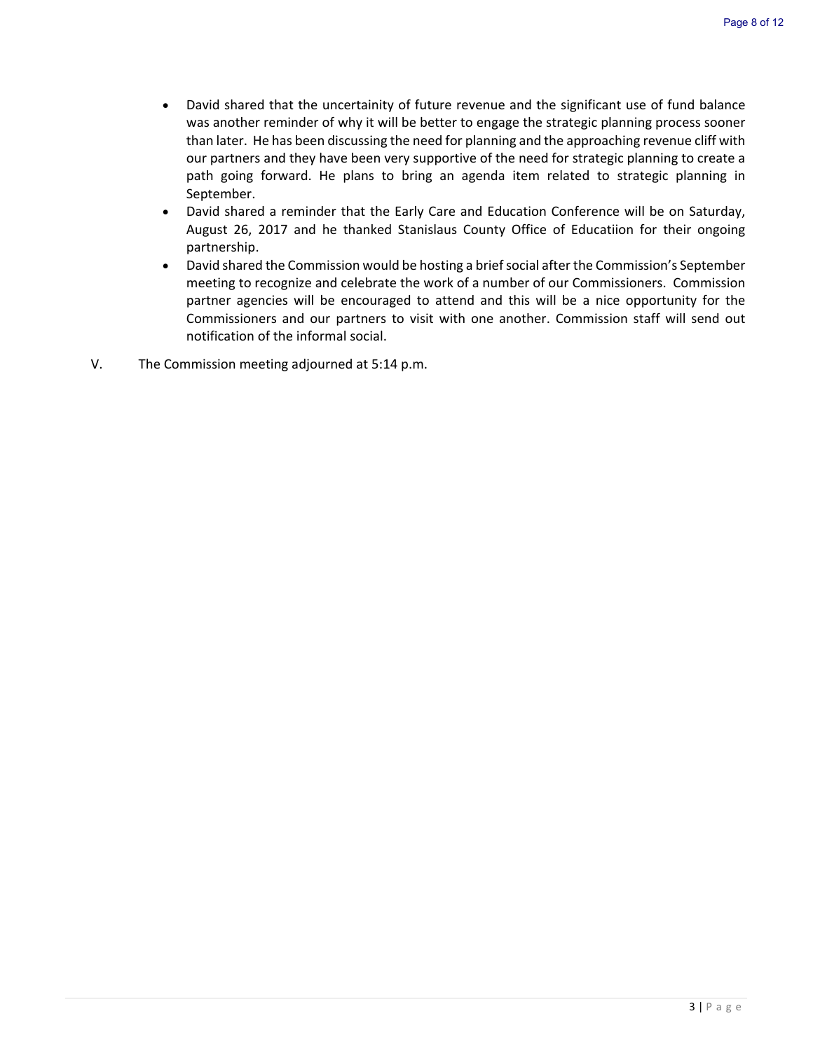- David shared that the uncertainity of future revenue and the significant use of fund balance was another reminder of why it will be better to engage the strategic planning process sooner than later. He has been discussing the need for planning and the approaching revenue cliff with our partners and they have been very supportive of the need for strategic planning to create a path going forward. He plans to bring an agenda item related to strategic planning in September.
- David shared a reminder that the Early Care and Education Conference will be on Saturday, August 26, 2017 and he thanked Stanislaus County Office of Educatiion for their ongoing partnership.
- David shared the Commission would be hosting a brief social after the Commission's September meeting to recognize and celebrate the work of a number of our Commissioners. Commission partner agencies will be encouraged to attend and this will be a nice opportunity for the Commissioners and our partners to visit with one another. Commission staff will send out notification of the informal social.

V. The Commission meeting adjourned at 5:14 p.m.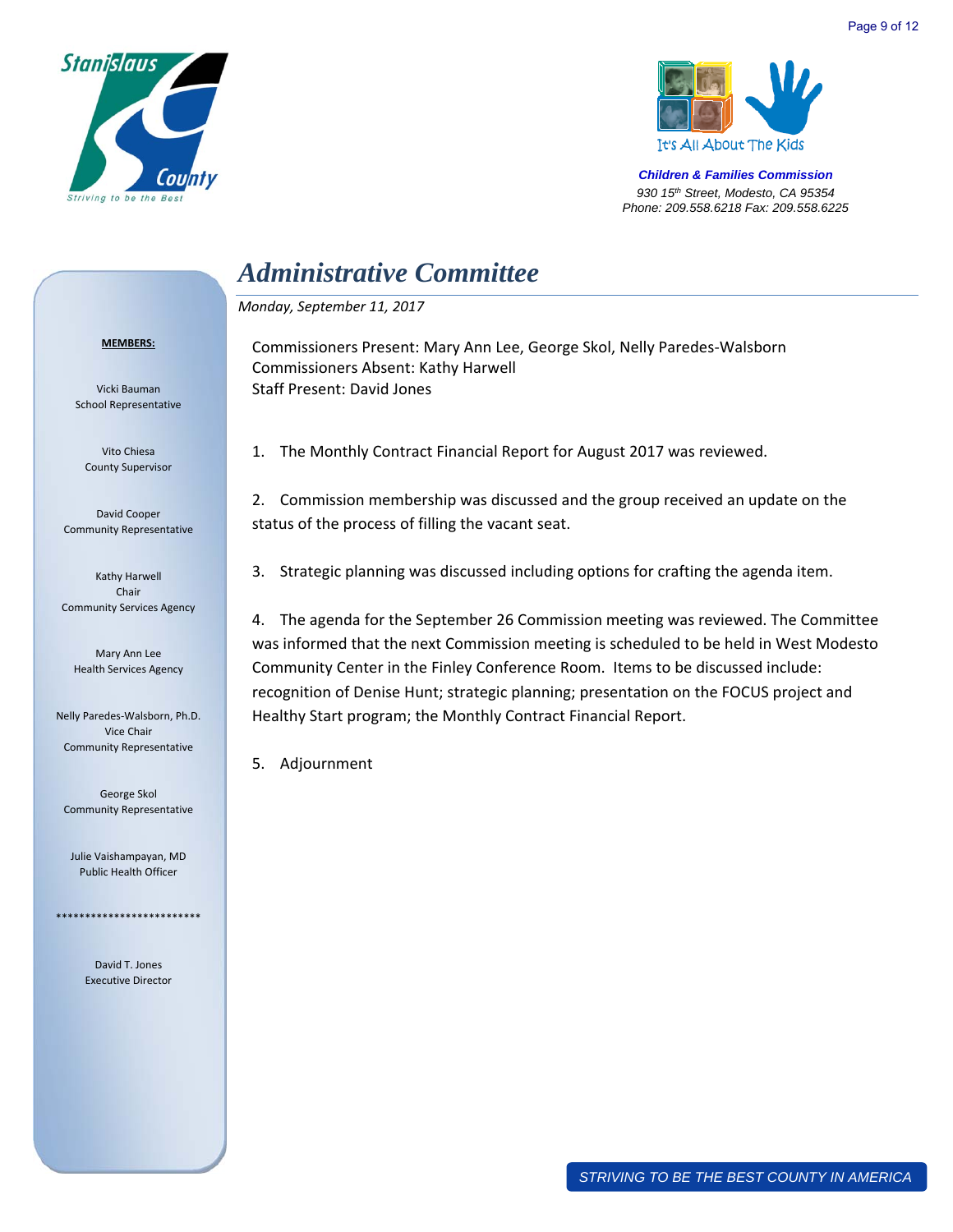Stanislaus County
Striving to be the Best

It's All About The Kids

**Children & Families Commission**
*930 15th Street, Modesto, CA 95354*
*Phone: 209.558.6218 Fax: 209.558.6225*

# *Administrative Committee*

*Monday, September 11, 2017*

**MEMBERS:**

Vicki Bauman
School Representative

Vito Chiesa
County Supervisor

David Cooper
Community Representative

Kathy Harwell
Chair
Community Services Agency

Mary Ann Lee
Health Services Agency

Nelly Paredes-Walsborn, Ph.D.
Vice Chair
Community Representative

George Skol
Community Representative

Julie Vaishampayan, MD
Public Health Officer

*************************

David T. Jones
Executive Director

Commissioners Present: Mary Ann Lee, George Skol, Nelly Paredes-Walsborn
Commissioners Absent: Kathy Harwell
Staff Present: David Jones

1. The Monthly Contract Financial Report for August 2017 was reviewed.

2. Commission membership was discussed and the group received an update on the status of the process of filling the vacant seat.

3. Strategic planning was discussed including options for crafting the agenda item.

4. The agenda for the September 26 Commission meeting was reviewed. The Committee was informed that the next Commission meeting is scheduled to be held in West Modesto Community Center in the Finley Conference Room. Items to be discussed include: recognition of Denise Hunt; strategic planning; presentation on the FOCUS project and Healthy Start program; the Monthly Contract Financial Report.

5. Adjournment

STRIVING TO BE THE BEST COUNTY IN AMERICA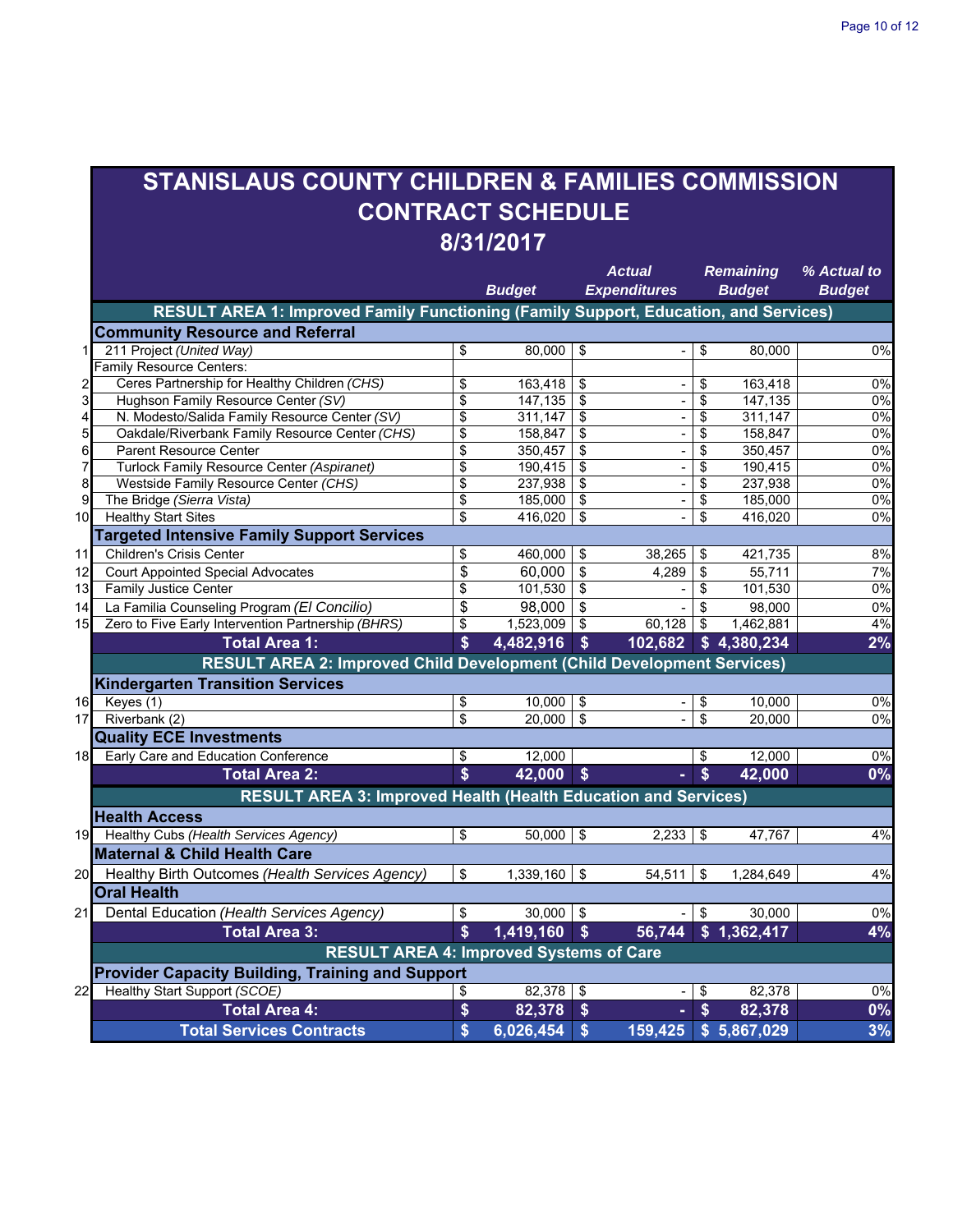# STANISLAUS COUNTY CHILDREN & FAMILIES COMMISSION
## CONTRACT SCHEDULE
## 8/31/2017

| | | Budget | Actual Expenditures | Remaining Budget | % Actual to Budget |
|---|---|---|---|---|---|
| | **RESULT AREA 1: Improved Family Functioning (Family Support, Education, and Services)** | | | | |
| | **Community Resource and Referral** | | | | |
| 1 | 211 Project *(United Way)* | $ 80,000 | $ - | $ 80,000 | 0% |
| | Family Resource Centers: | | | | |
| 2 | Ceres Partnership for Healthy Children *(CHS)* | $ 163,418 | $ - | $ 163,418 | 0% |
| 3 | Hughson Family Resource Center *(SV)* | $ 147,135 | $ - | $ 147,135 | 0% |
| 4 | N. Modesto/Salida Family Resource Center *(SV)* | $ 311,147 | $ - | $ 311,147 | 0% |
| 5 | Oakdale/Riverbank Family Resource Center *(CHS)* | $ 158,847 | $ - | $ 158,847 | 0% |
| 6 | Parent Resource Center | $ 350,457 | $ - | $ 350,457 | 0% |
| 7 | Turlock Family Resource Center *(Aspiranet)* | $ 190,415 | $ - | $ 190,415 | 0% |
| 8 | Westside Family Resource Center *(CHS)* | $ 237,938 | $ - | $ 237,938 | 0% |
| 9 | The Bridge *(Sierra Vista)* | $ 185,000 | $ - | $ 185,000 | 0% |
| 10 | Healthy Start Sites | $ 416,020 | $ - | $ 416,020 | 0% |
| | **Targeted Intensive Family Support Services** | | | | |
| 11 | Children's Crisis Center | $ 460,000 | $ 38,265 | $ 421,735 | 8% |
| 12 | Court Appointed Special Advocates | $ 60,000 | $ 4,289 | $ 55,711 | 7% |
| 13 | Family Justice Center | $ 101,530 | $ - | $ 101,530 | 0% |
| 14 | La Familia Counseling Program *(El Concilio)* | $ 98,000 | $ - | $ 98,000 | 0% |
| 15 | Zero to Five Early Intervention Partnership *(BHRS)* | $ 1,523,009 | $ 60,128 | $ 1,462,881 | 4% |
| | **Total Area 1:** | **$ 4,482,916** | **$ 102,682** | **$ 4,380,234** | **2%** |
| | **RESULT AREA 2: Improved Child Development (Child Development Services)** | | | | |
| | **Kindergarten Transition Services** | | | | |
| 16 | Keyes (1) | $ 10,000 | $ - | $ 10,000 | 0% |
| 17 | Riverbank (2) | $ 20,000 | $ - | $ 20,000 | 0% |
| | **Quality ECE Investments** | | | | |
| 18 | Early Care and Education Conference | $ 12,000 | | $ 12,000 | 0% |
| | **Total Area 2:** | **$ 42,000** | **$ -** | **$ 42,000** | **0%** |
| | **RESULT AREA 3: Improved Health (Health Education and Services)** | | | | |
| | **Health Access** | | | | |
| 19 | Healthy Cubs *(Health Services Agency)* | $ 50,000 | $ 2,233 | $ 47,767 | 4% |
| | **Maternal & Child Health Care** | | | | |
| 20 | Healthy Birth Outcomes *(Health Services Agency)* | $ 1,339,160 | $ 54,511 | $ 1,284,649 | 4% |
| | **Oral Health** | | | | |
| 21 | Dental Education *(Health Services Agency)* | $ 30,000 | $ - | $ 30,000 | 0% |
| | **Total Area 3:** | **$ 1,419,160** | **$ 56,744** | **$ 1,362,417** | **4%** |
| | **RESULT AREA 4: Improved Systems of Care** | | | | |
| | **Provider Capacity Building, Training and Support** | | | | |
| 22 | Healthy Start Support *(SCOE)* | $ 82,378 | $ - | $ 82,378 | 0% |
| | **Total Area 4:** | **$ 82,378** | **$ -** | **$ 82,378** | **0%** |
| | **Total Services Contracts** | **$ 6,026,454** | **$ 159,425** | **$ 5,867,029** | **3%** |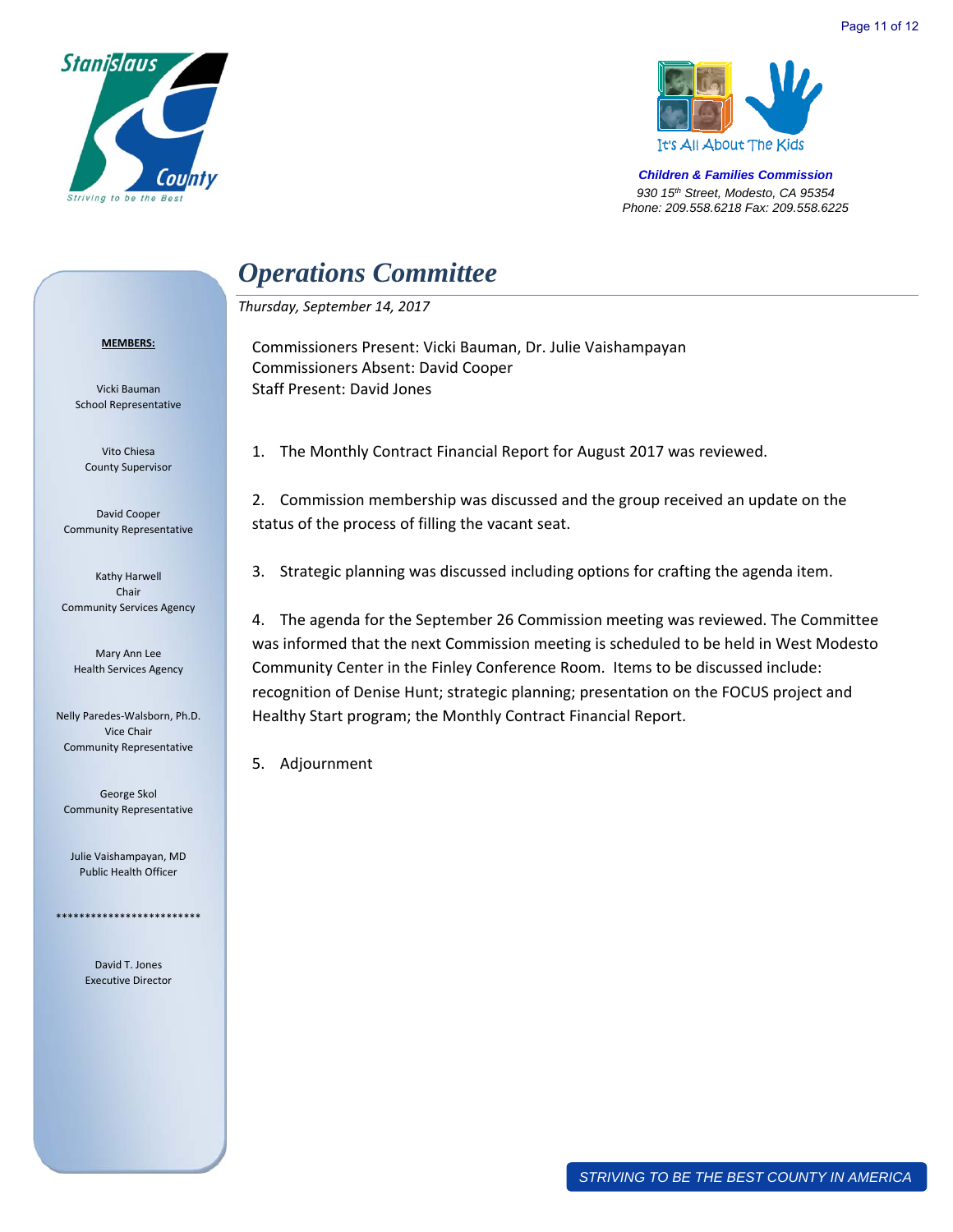Stanislaus County
Striving to be the Best

It's All About The Kids

**Children & Families Commission**
*930 15th Street, Modesto, CA 95354*
*Phone: 209.558.6218 Fax: 209.558.6225*

# *Operations Committee*

*Thursday, September 14, 2017*

**MEMBERS:**

Vicki Bauman
School Representative

Vito Chiesa
County Supervisor

David Cooper
Community Representative

Kathy Harwell
Chair
Community Services Agency

Mary Ann Lee
Health Services Agency

Nelly Paredes-Walsborn, Ph.D.
Vice Chair
Community Representative

George Skol
Community Representative

Julie Vaishampayan, MD
Public Health Officer

*************************

David T. Jones
Executive Director

Commissioners Present: Vicki Bauman, Dr. Julie Vaishampayan
Commissioners Absent: David Cooper
Staff Present: David Jones

1. The Monthly Contract Financial Report for August 2017 was reviewed.

2. Commission membership was discussed and the group received an update on the status of the process of filling the vacant seat.

3. Strategic planning was discussed including options for crafting the agenda item.

4. The agenda for the September 26 Commission meeting was reviewed. The Committee was informed that the next Commission meeting is scheduled to be held in West Modesto Community Center in the Finley Conference Room. Items to be discussed include: recognition of Denise Hunt; strategic planning; presentation on the FOCUS project and Healthy Start program; the Monthly Contract Financial Report.

5. Adjournment

*STRIVING TO BE THE BEST COUNTY IN AMERICA*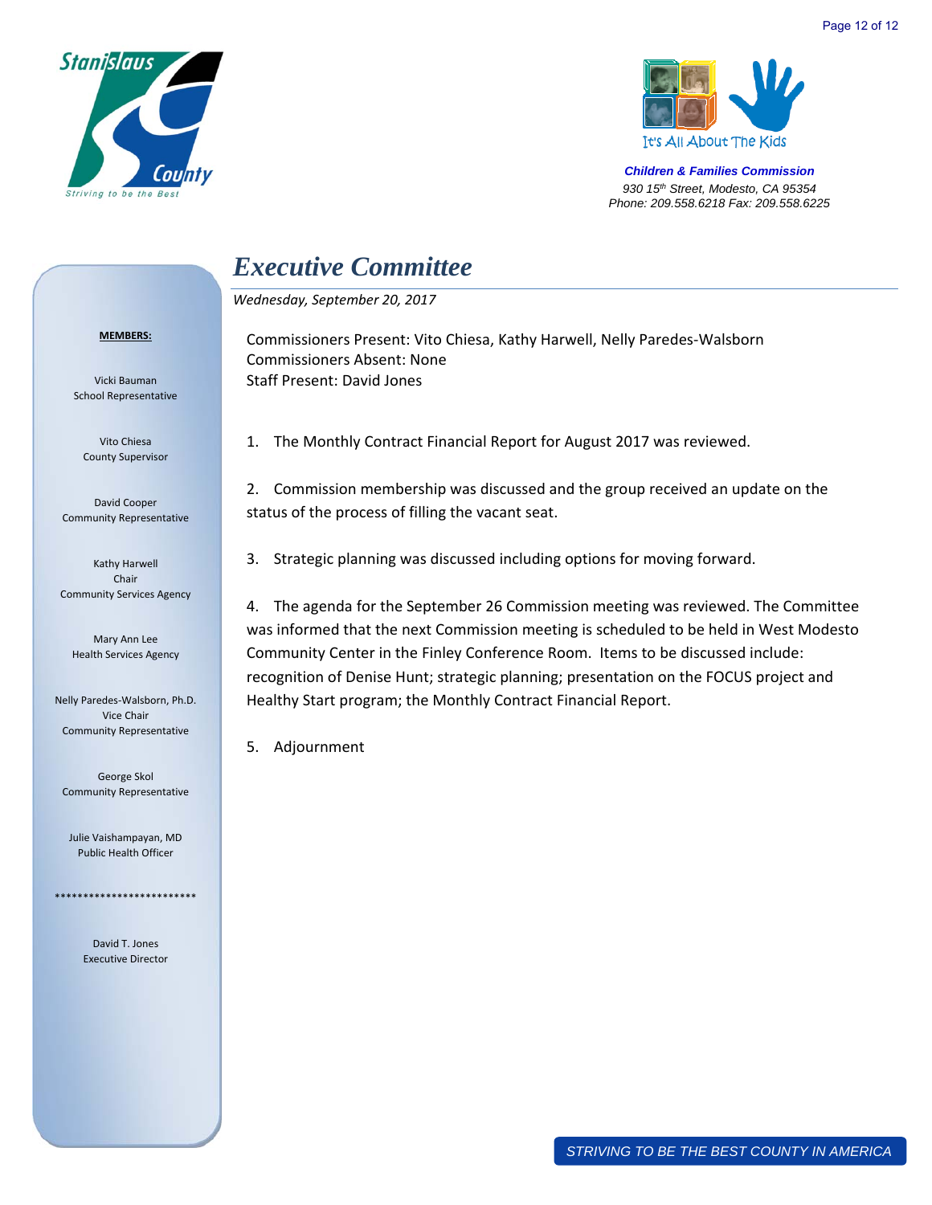Stanislaus County

Striving to be the Best

It's All About The Kids

**Children & Families Commission**

*930 15th Street, Modesto, CA 95354*

*Phone: 209.558.6218 Fax: 209.558.6225*

# *Executive Committee*

*Wednesday, September 20, 2017*

**MEMBERS:**

Vicki Bauman
School Representative

Vito Chiesa
County Supervisor

David Cooper
Community Representative

Kathy Harwell
Chair
Community Services Agency

Mary Ann Lee
Health Services Agency

Nelly Paredes-Walsborn, Ph.D.
Vice Chair
Community Representative

George Skol
Community Representative

Julie Vaishampayan, MD
Public Health Officer

*************************

David T. Jones
Executive Director

Commissioners Present: Vito Chiesa, Kathy Harwell, Nelly Paredes-Walsborn
Commissioners Absent: None
Staff Present: David Jones

1. The Monthly Contract Financial Report for August 2017 was reviewed.

2. Commission membership was discussed and the group received an update on the status of the process of filling the vacant seat.

3. Strategic planning was discussed including options for moving forward.

4. The agenda for the September 26 Commission meeting was reviewed. The Committee was informed that the next Commission meeting is scheduled to be held in West Modesto Community Center in the Finley Conference Room. Items to be discussed include: recognition of Denise Hunt; strategic planning; presentation on the FOCUS project and Healthy Start program; the Monthly Contract Financial Report.

5. Adjournment

STRIVING TO BE THE BEST COUNTY IN AMERICA